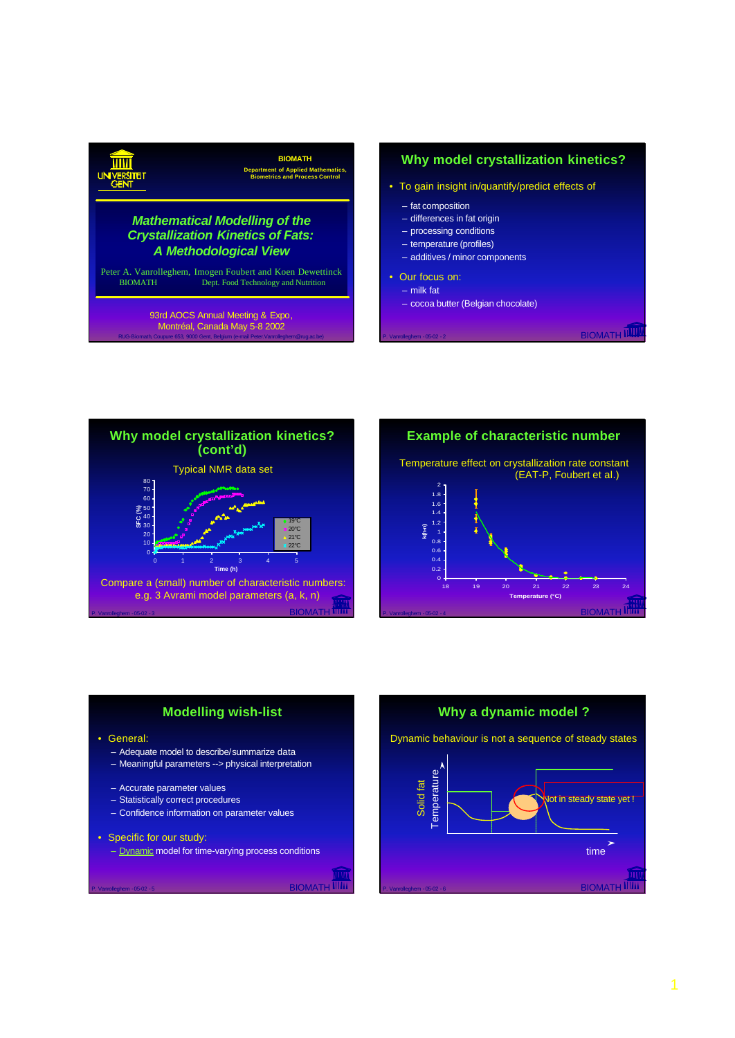UNIVERSITEIT GENT

**BIOMATH**

Department of Applied Mathematics, Biometrics and Process Control

## *Mathematical Modelling of the Crystallization Kinetics of Fats: A Methodological View*

Peter A. Vanrolleghem, Imogen Foubert and Koen Dewettinck

BIOMATH — Dept. Food Technology and Nutrition

93rd AOCS Annual Meeting & Expo, Montréal, Canada May 5-8 2002

RUG-Biomath, Coupure 653, 9000 Gent, Belgium (e-mail Peter.Vanrolleghem@rug.ac.be)

## Why model crystallization kinetics?

- To gain insight in/quantify/predict effects of
  - fat composition
  - differences in fat origin
  - processing conditions
  - temperature (profiles)
  - additives / minor components
- Our focus on:
  - milk fat
  - cocoa butter (Belgian chocolate)

## Why model crystallization kinetics? (cont'd)

Typical NMR data set

(Graph: SFC (%) vs Time (h), at 19°C, 20°C, 21°C, 22°C)

Compare a (small) number of characteristic numbers: e.g. 3 Avrami model parameters (a, k, n)

## Example of characteristic number

Temperature effect on crystallization rate constant (EAT-P, Foubert et al.)

(Graph: k(h-n) vs Temperature (°C))

## Modelling wish-list

- General:
  - Adequate model to describe/summarize data
  - Meaningful parameters --> physical interpretation
  - Accurate parameter values
  - Statistically correct procedures
  - Confidence information on parameter values
- Specific for our study:
  - Dynamic model for time-varying process conditions

## Why a dynamic model ?

Dynamic behaviour is not a sequence of steady states

(Graph: Solid fat / Temperature vs time — "Not in steady state yet !")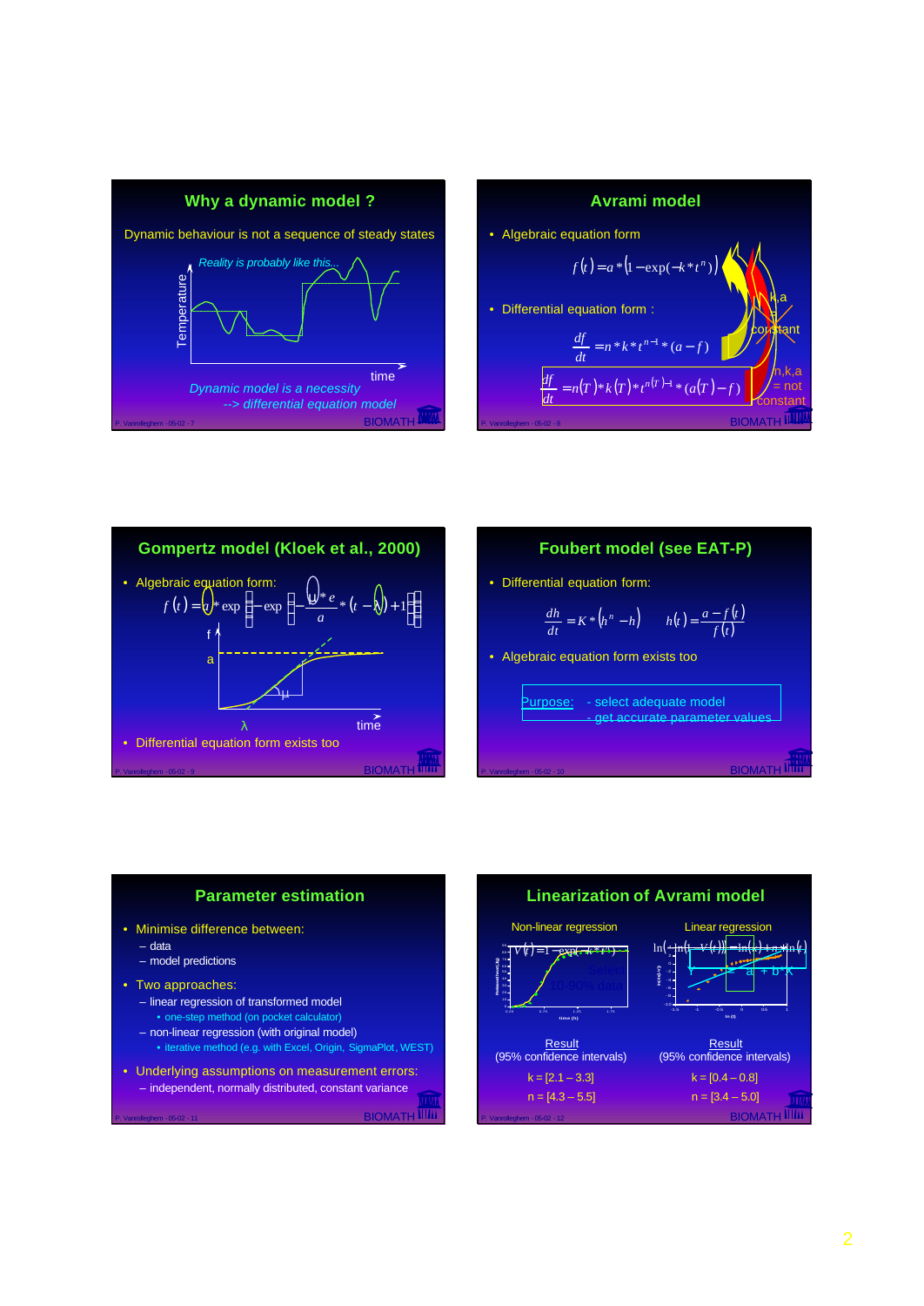## Why a dynamic model ?

Dynamic behaviour is not a sequence of steady states

*Reality is probably like this...*

Temperature

time

*Dynamic model is a necessity*
*--> differential equation model*

## Avrami model

- Algebraic equation form

$$f(t) = a * \left(1 - \exp(-k * t^n)\right)$$

- Differential equation form :

$$\frac{df}{dt} = n * k * t^{n-1} * (a - f)$$

n,k,a constant

$$\frac{df}{dt} = n(T) * k(T) * t^{n(T)-1} * (a(T) - f)$$

n,k,a = not constant

## Gompertz model (Kloek et al., 2000)

- Algebraic equation form:

$$f(t) = a * \exp\left[-\exp\left[-\frac{\mu * e}{a} * (t - \lambda) + 1\right]\right]$$

f, a, μ, λ, time

- Differential equation form exists too

## Foubert model (see EAT-P)

- Differential equation form:

$$\frac{dh}{dt} = K * \left(h^n - h\right) \qquad h(t) = \frac{a - f(t)}{f(t)}$$

- Algebraic equation form exists too

Purpose:
- select adequate model
- get accurate parameter values

## Parameter estimation

- Minimise difference between:
  - data
  - model predictions
- Two approaches:
  - linear regression of transformed model
    - one-step method (on pocket calculator)
  - non-linear regression (with original model)
    - iterative method (e.g. with Excel, Origin, SigmaPlot, WEST)
- Underlying assumptions on measurement errors:
  - independent, normally distributed, constant variance

## Linearization of Avrami model

| Non-linear regression | Linear regression |
|---|---|
| $V(t) = 1 - \exp(-k * t^n)$ | $\ln(-\ln(1 - V(t))) = \ln(k) + n * \ln(t)$ |
| Select 10-90% data | $Y = a + b * X$ |
| Result (95% confidence intervals) | Result (95% confidence intervals) |
| k = [2.1 – 3.3] | k = [0.4 – 0.8] |
| n = [4.3 – 5.5] | n = [3.4 – 5.0] |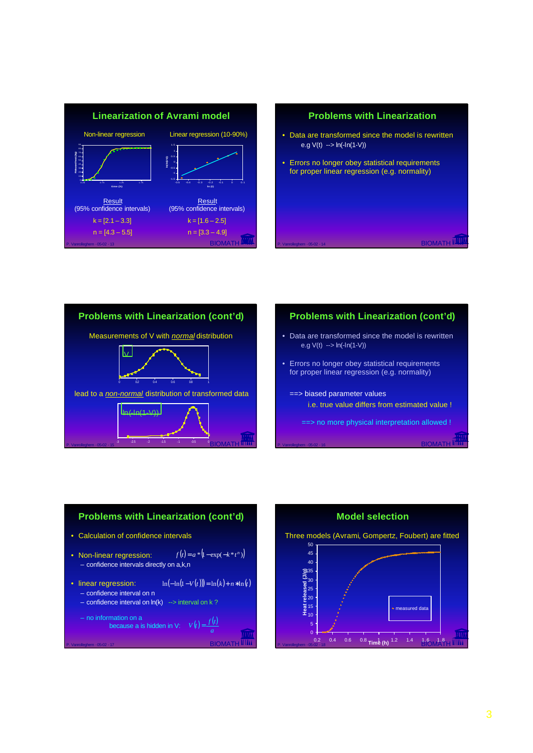## Linearization of Avrami model

Non-linear regression

Linear regression (10-90%)

Result
(95% confidence intervals)

k = [2.1 – 3.3]

n = [4.3 – 5.5]

Result
(95% confidence intervals)

k = [1.6 – 2.5]

n = [3.3 – 4.9]

## Problems with Linearization

- Data are transformed since the model is rewritten
  e.g V(t) --> ln(-ln(1-V))
- Errors no longer obey statistical requirements for proper linear regression (e.g. normality)

## Problems with Linearization (cont'd)

Measurements of V with *normal* distribution

lead to a *non-normal* distribution of transformed data

## Problems with Linearization (cont'd)

- Data are transformed since the model is rewritten
  e.g V(t) --> ln(-ln(1-V))
- Errors no longer obey statistical requirements for proper linear regression (e.g. normality)

==> biased parameter values
i.e. true value differs from estimated value !

==> no more physical interpretation allowed !

## Problems with Linearization (cont'd)

- Calculation of confidence intervals
- Non-linear regression: $f(t) = a * (1 - \exp(-k * t^n))$
  - confidence intervals directly on a,k,n
- linear regression: $\ln(-\ln(1 - V(t))) = \ln(k) + n * \ln(t)$
  - confidence interval on n
  - confidence interval on ln(k) --> interval on k ?
  - no information on a because a is hidden in V: $V(t) = \frac{f(t)}{a}$

## Model selection

Three models (Avrami, Gompertz, Foubert) are fitted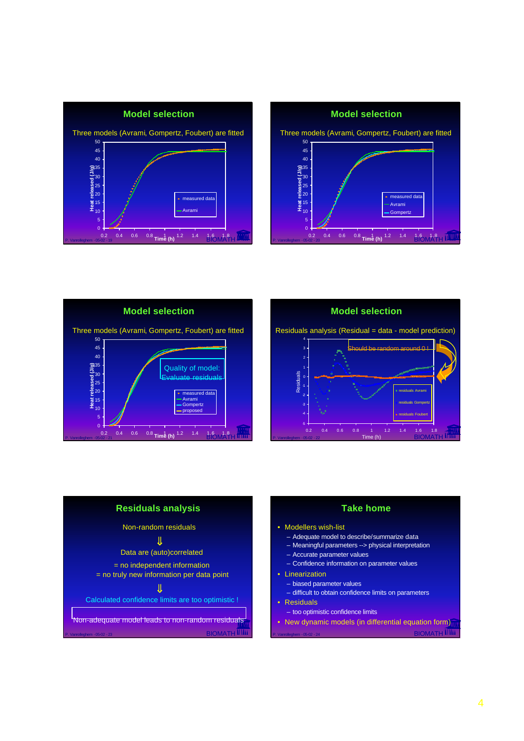## Model selection

Three models (Avrami, Gompertz, Foubert) are fitted

Heat released (J/g)

0
5
10
15
20
25
30
35
40
45
50

0.2 0.4 0.6 0.8 1 1.2 1.4 1.6 1.8

Time (h)

measured data
Avrami

## Model selection

Three models (Avrami, Gompertz, Foubert) are fitted

Heat released (J/g)

0
5
10
15
20
25
30
35
40
45
50

0.2 0.4 0.6 0.8 1 1.2 1.4 1.6 1.8

Time (h)

measured data
Avrami
Gompertz

## Model selection

Three models (Avrami, Gompertz, Foubert) are fitted

Quality of model: Evaluate residuals

Heat released (J/g)

0
5
10
15
20
25
30
35
40
45
50

0.2 0.4 0.6 0.8 1 1.2 1.4 1.6 1.8

Time (h)

measured data
Avrami
Gompertz
proposed

## Model selection

Residuals analysis (Residual = data - model prediction)

Should be random around 0 !

Residuals

4
3
2
1
0
-1
-2
-3
-4
-5

0.2 0.4 0.6 0.8 1 1.2 1.4 1.6 1.8

Time (h)

residuals Avrami
residuals Gompertz
residuals Foubert

## Residuals analysis

Non-random residuals

⇓

Data are (auto)correlated

= no independent information

= no truly new information per data point

⇓

Calculated confidence limits are too optimistic !

Non-adequate model leads to non-random residuals

## Take home

- Modellers wish-list
  - Adequate model to describe/summarize data
  - Meaningful parameters --> physical interpretation
  - Accurate parameter values
  - Confidence information on parameter values
- Linearization
  - biased parameter values
  - difficult to obtain confidence limits on parameters
- Residuals
  - too optimistic confidence limits
- New dynamic models (in differential equation form)